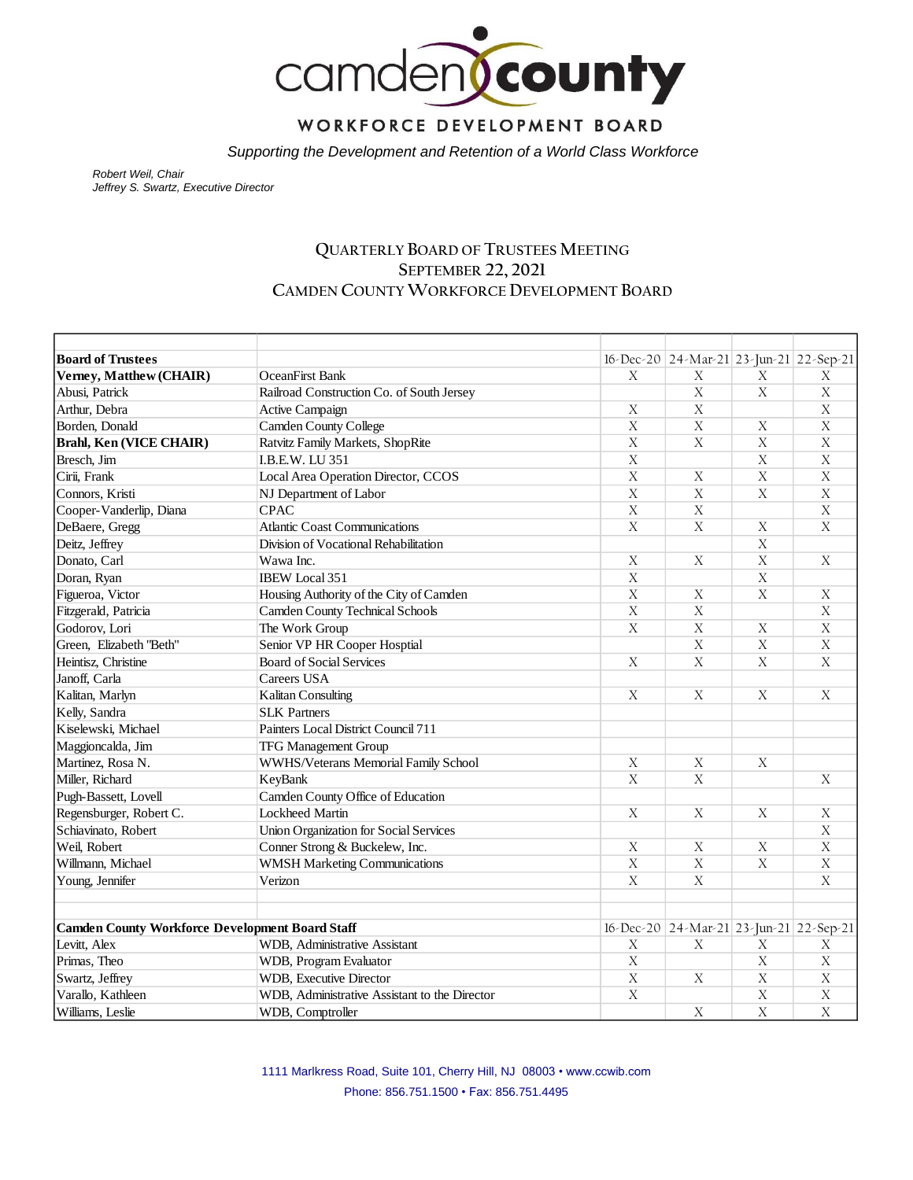# camden county

## WORKFORCE DEVELOPMENT BOARD

*Supporting the Development and Retention of a World Class Workforce*

*Robert Weil, Chair*
*Jeffrey S. Swartz, Executive Director*

### QUARTERLY BOARD OF TRUSTEES MEETING
### SEPTEMBER 22, 2021
### CAMDEN COUNTY WORKFORCE DEVELOPMENT BOARD

| **Board of Trustees** | | 16-Dec-20 | 24-Mar-21 | 23-Jun-21 | 22-Sep-21 |
|---|---|---|---|---|---|
| **Verney, Matthew (CHAIR)** | OceanFirst Bank | X | X | X | X |
| Abusi, Patrick | Railroad Construction Co. of South Jersey | | X | X | X |
| Arthur, Debra | Active Campaign | X | X | | X |
| Borden, Donald | Camden County College | X | X | X | X |
| **Brahl, Ken (VICE CHAIR)** | Ratvitz Family Markets, ShopRite | X | X | X | X |
| Bresch, Jim | I.B.E.W. LU 351 | X | | X | X |
| Cirii, Frank | Local Area Operation Director, CCOS | X | X | X | X |
| Connors, Kristi | NJ Department of Labor | X | X | X | X |
| Cooper-Vanderlip, Diana | CPAC | X | X | | X |
| DeBaere, Gregg | Atlantic Coast Communications | X | X | X | X |
| Deitz, Jeffrey | Division of Vocational Rehabilitation | | | X | |
| Donato, Carl | Wawa Inc. | X | X | X | X |
| Doran, Ryan | IBEW Local 351 | X | | X | |
| Figueroa, Victor | Housing Authority of the City of Camden | X | X | X | X |
| Fitzgerald, Patricia | Camden County Technical Schools | X | X | | X |
| Godorov, Lori | The Work Group | X | X | X | X |
| Green, Elizabeth "Beth" | Senior VP HR Cooper Hosptial | | X | X | X |
| Heintisz, Christine | Board of Social Services | X | X | X | X |
| Janoff, Carla | Careers USA | | | | |
| Kalitan, Marlyn | Kalitan Consulting | X | X | X | X |
| Kelly, Sandra | SLK Partners | | | | |
| Kiselewski, Michael | Painters Local District Council 711 | | | | |
| Maggioncalda, Jim | TFG Management Group | | | | |
| Martinez, Rosa N. | WWHS/Veterans Memorial Family School | X | X | X | |
| Miller, Richard | KeyBank | X | X | | X |
| Pugh-Bassett, Lovell | Camden County Office of Education | | | | |
| Regensburger, Robert C. | Lockheed Martin | X | X | X | X |
| Schiavinato, Robert | Union Organization for Social Services | | | | X |
| Weil, Robert | Conner Strong & Buckelew, Inc. | X | X | X | X |
| Willmann, Michael | WMSH Marketing Communications | X | X | X | X |
| Young, Jennifer | Verizon | X | X | | X |
| | | | | | |
| **Camden County Workforce Development Board Staff** | | 16-Dec-20 | 24-Mar-21 | 23-Jun-21 | 22-Sep-21 |
| Levitt, Alex | WDB, Administrative Assistant | X | X | X | X |
| Primas, Theo | WDB, Program Evaluator | X | | X | X |
| Swartz, Jeffrey | WDB, Executive Director | X | X | X | X |
| Varallo, Kathleen | WDB, Administrative Assistant to the Director | X | | X | X |
| Williams, Leslie | WDB, Comptroller | | X | X | X |

1111 Marlkress Road, Suite 101, Cherry Hill, NJ 08003 • www.ccwib.com
Phone: 856.751.1500 • Fax: 856.751.4495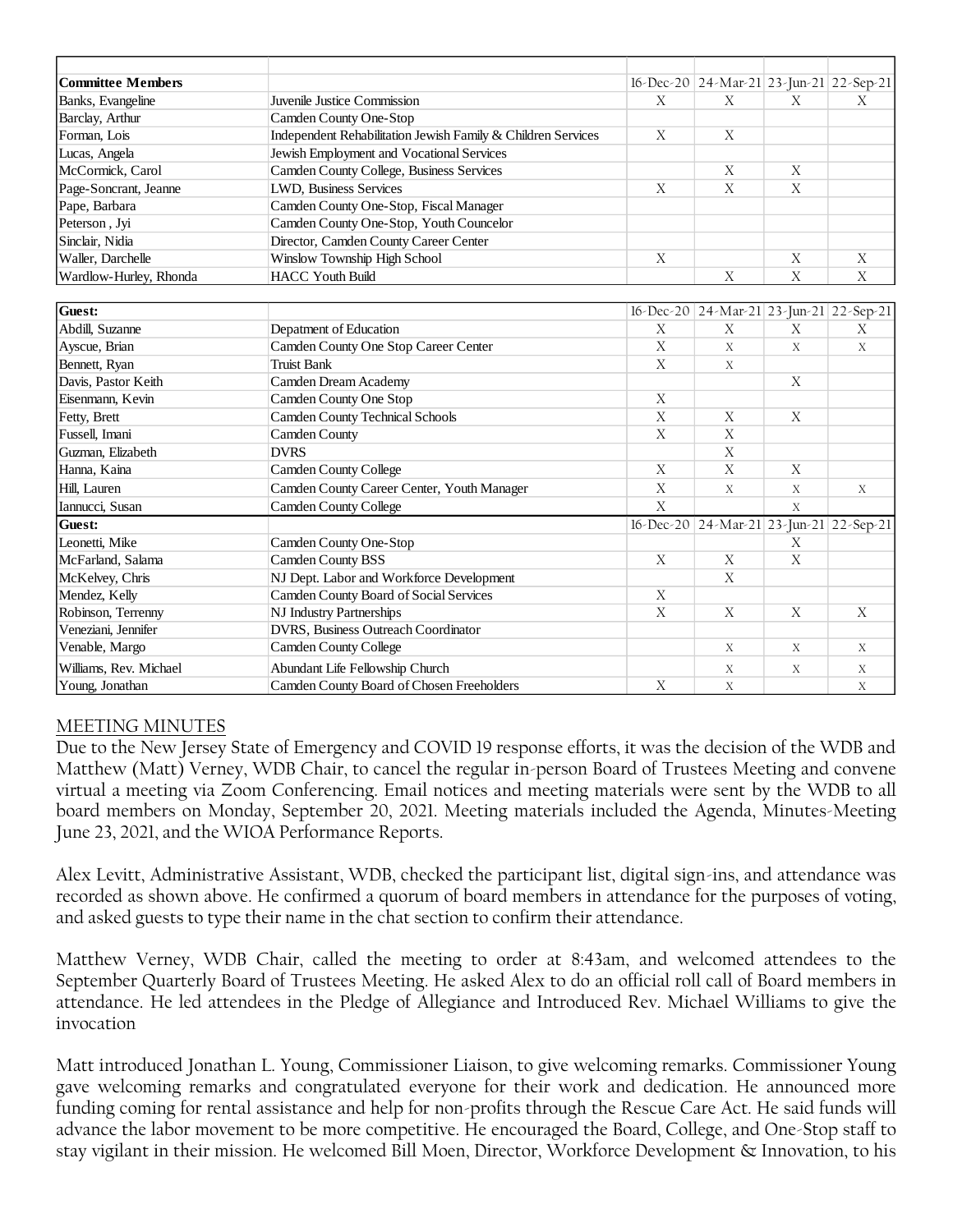| Committee Members | | 16-Dec-20 | 24-Mar-21 | 23-Jun-21 | 22-Sep-21 |
|---|---|---|---|---|---|
| Banks, Evangeline | Juvenile Justice Commission | X | X | X | X |
| Barclay, Arthur | Camden County One-Stop | | | | |
| Forman, Lois | Independent Rehabilitation Jewish Family & Children Services | X | X | | |
| Lucas, Angela | Jewish Employment and Vocational Services | | | | |
| McCormick, Carol | Camden County College, Business Services | | X | X | |
| Page-Soncrant, Jeanne | LWD, Business Services | X | X | X | |
| Pape, Barbara | Camden County One-Stop, Fiscal Manager | | | | |
| Peterson , Jyi | Camden County One-Stop, Youth Councelor | | | | |
| Sinclair, Nidia | Director, Camden County Career Center | | | | |
| Waller, Darchelle | Winslow Township High School | X | | X | X |
| Wardlow-Hurley, Rhonda | HACC Youth Build | | X | X | X |

| Guest: | | 16-Dec-20 | 24-Mar-21 | 23-Jun-21 | 22-Sep-21 |
|---|---|---|---|---|---|
| Abdill, Suzanne | Depatment of Education | X | X | X | X |
| Ayscue, Brian | Camden County One Stop Career Center | X | X | X | X |
| Bennett, Ryan | Truist Bank | X | X | | |
| Davis, Pastor Keith | Camden Dream Academy | | | X | |
| Eisenmann, Kevin | Camden County One Stop | X | | | |
| Fetty, Brett | Camden County Technical Schools | X | X | X | |
| Fussell, Imani | Camden County | X | X | | |
| Guzman, Elizabeth | DVRS | | X | | |
| Hanna, Kaina | Camden County College | X | X | X | |
| Hill, Lauren | Camden County Career Center, Youth Manager | X | X | X | X |
| Iannucci, Susan | Camden County College | X | | X | |
| Leonetti, Mike | Camden County One-Stop | | | X | |
| McFarland, Salama | Camden County BSS | X | X | X | |
| McKelvey, Chris | NJ Dept. Labor and Workforce Development | | X | | |
| Mendez, Kelly | Camden County Board of Social Services | X | | | |
| Robinson, Terrenny | NJ Industry Partnerships | X | X | X | X |
| Veneziani, Jennifer | DVRS, Business Outreach Coordinator | | | | |
| Venable, Margo | Camden County College | | X | X | X |
| Williams, Rev. Michael | Abundant Life Fellowship Church | | X | X | X |
| Young, Jonathan | Camden County Board of Chosen Freeholders | X | X | | X |

MEETING MINUTES

Due to the New Jersey State of Emergency and COVID 19 response efforts, it was the decision of the WDB and Matthew (Matt) Verney, WDB Chair, to cancel the regular in-person Board of Trustees Meeting and convene virtual a meeting via Zoom Conferencing. Email notices and meeting materials were sent by the WDB to all board members on Monday, September 20, 2021. Meeting materials included the Agenda, Minutes-Meeting June 23, 2021, and the WIOA Performance Reports.

Alex Levitt, Administrative Assistant, WDB, checked the participant list, digital sign-ins, and attendance was recorded as shown above. He confirmed a quorum of board members in attendance for the purposes of voting, and asked guests to type their name in the chat section to confirm their attendance.

Matthew Verney, WDB Chair, called the meeting to order at 8:43am, and welcomed attendees to the September Quarterly Board of Trustees Meeting. He asked Alex to do an official roll call of Board members in attendance. He led attendees in the Pledge of Allegiance and Introduced Rev. Michael Williams to give the invocation

Matt introduced Jonathan L. Young, Commissioner Liaison, to give welcoming remarks. Commissioner Young gave welcoming remarks and congratulated everyone for their work and dedication. He announced more funding coming for rental assistance and help for non-profits through the Rescue Care Act. He said funds will advance the labor movement to be more competitive. He encouraged the Board, College, and One-Stop staff to stay vigilant in their mission. He welcomed Bill Moen, Director, Workforce Development & Innovation, to his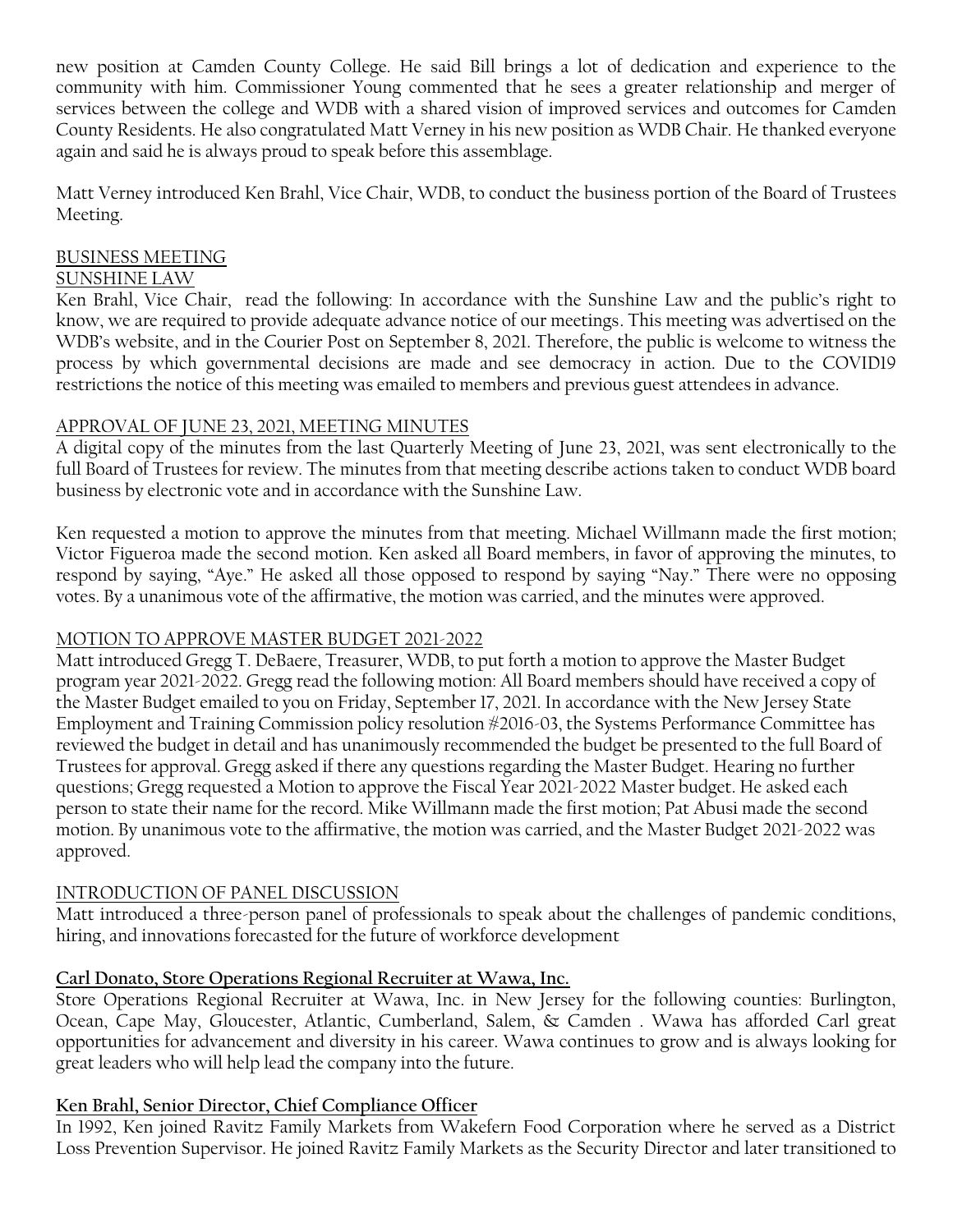new position at Camden County College. He said Bill brings a lot of dedication and experience to the community with him. Commissioner Young commented that he sees a greater relationship and merger of services between the college and WDB with a shared vision of improved services and outcomes for Camden County Residents. He also congratulated Matt Verney in his new position as WDB Chair. He thanked everyone again and said he is always proud to speak before this assemblage.

Matt Verney introduced Ken Brahl, Vice Chair, WDB, to conduct the business portion of the Board of Trustees Meeting.

## BUSINESS MEETING

### SUNSHINE LAW

Ken Brahl, Vice Chair, read the following: In accordance with the Sunshine Law and the public's right to know, we are required to provide adequate advance notice of our meetings. This meeting was advertised on the WDB's website, and in the Courier Post on September 8, 2021. Therefore, the public is welcome to witness the process by which governmental decisions are made and see democracy in action. Due to the COVID19 restrictions the notice of this meeting was emailed to members and previous guest attendees in advance.

### APPROVAL OF JUNE 23, 2021, MEETING MINUTES

A digital copy of the minutes from the last Quarterly Meeting of June 23, 2021, was sent electronically to the full Board of Trustees for review. The minutes from that meeting describe actions taken to conduct WDB board business by electronic vote and in accordance with the Sunshine Law.

Ken requested a motion to approve the minutes from that meeting. Michael Willmann made the first motion; Victor Figueroa made the second motion. Ken asked all Board members, in favor of approving the minutes, to respond by saying, "Aye." He asked all those opposed to respond by saying "Nay." There were no opposing votes. By a unanimous vote of the affirmative, the motion was carried, and the minutes were approved.

### MOTION TO APPROVE MASTER BUDGET 2021-2022

Matt introduced Gregg T. DeBaere, Treasurer, WDB, to put forth a motion to approve the Master Budget program year 2021-2022. Gregg read the following motion: All Board members should have received a copy of the Master Budget emailed to you on Friday, September 17, 2021. In accordance with the New Jersey State Employment and Training Commission policy resolution #2016-03, the Systems Performance Committee has reviewed the budget in detail and has unanimously recommended the budget be presented to the full Board of Trustees for approval. Gregg asked if there any questions regarding the Master Budget. Hearing no further questions; Gregg requested a Motion to approve the Fiscal Year 2021-2022 Master budget. He asked each person to state their name for the record. Mike Willmann made the first motion; Pat Abusi made the second motion. By unanimous vote to the affirmative, the motion was carried, and the Master Budget 2021-2022 was approved.

### INTRODUCTION OF PANEL DISCUSSION

Matt introduced a three-person panel of professionals to speak about the challenges of pandemic conditions, hiring, and innovations forecasted for the future of workforce development

**Carl Donato, Store Operations Regional Recruiter at Wawa, Inc.**

Store Operations Regional Recruiter at Wawa, Inc. in New Jersey for the following counties: Burlington, Ocean, Cape May, Gloucester, Atlantic, Cumberland, Salem, & Camden . Wawa has afforded Carl great opportunities for advancement and diversity in his career. Wawa continues to grow and is always looking for great leaders who will help lead the company into the future.

**Ken Brahl, Senior Director, Chief Compliance Officer**

In 1992, Ken joined Ravitz Family Markets from Wakefern Food Corporation where he served as a District Loss Prevention Supervisor. He joined Ravitz Family Markets as the Security Director and later transitioned to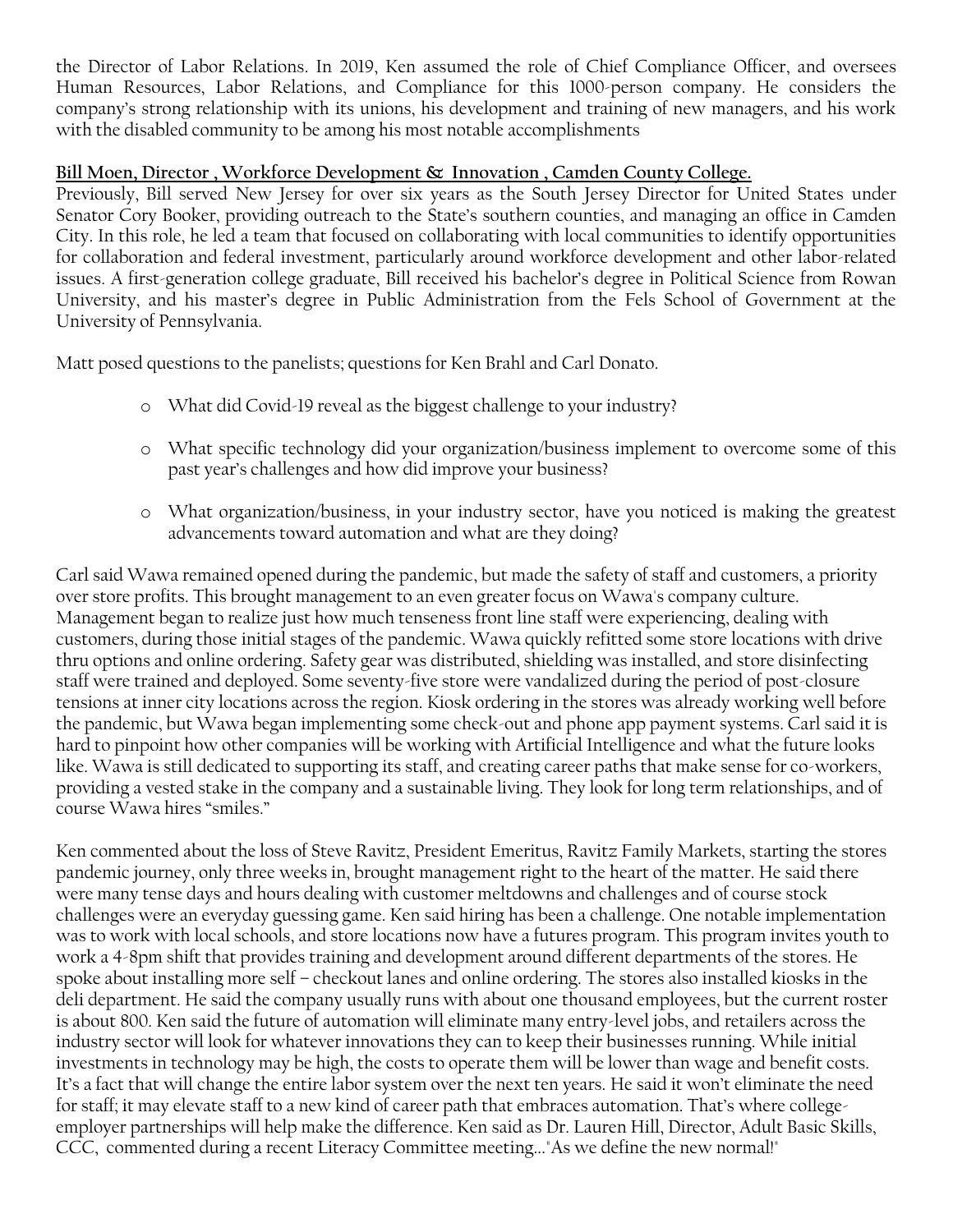the Director of Labor Relations. In 2019, Ken assumed the role of Chief Compliance Officer, and oversees Human Resources, Labor Relations, and Compliance for this 1000-person company. He considers the company's strong relationship with its unions, his development and training of new managers, and his work with the disabled community to be among his most notable accomplishments

**Bill Moen, Director , Workforce Development & Innovation , Camden County College.**

Previously, Bill served New Jersey for over six years as the South Jersey Director for United States under Senator Cory Booker, providing outreach to the State's southern counties, and managing an office in Camden City. In this role, he led a team that focused on collaborating with local communities to identify opportunities for collaboration and federal investment, particularly around workforce development and other labor-related issues. A first-generation college graduate, Bill received his bachelor's degree in Political Science from Rowan University, and his master's degree in Public Administration from the Fels School of Government at the University of Pennsylvania.

Matt posed questions to the panelists; questions for Ken Brahl and Carl Donato.

- What did Covid-19 reveal as the biggest challenge to your industry?
- What specific technology did your organization/business implement to overcome some of this past year's challenges and how did improve your business?
- What organization/business, in your industry sector, have you noticed is making the greatest advancements toward automation and what are they doing?

Carl said Wawa remained opened during the pandemic, but made the safety of staff and customers, a priority over store profits. This brought management to an even greater focus on Wawa's company culture. Management began to realize just how much tenseness front line staff were experiencing, dealing with customers, during those initial stages of the pandemic. Wawa quickly refitted some store locations with drive thru options and online ordering. Safety gear was distributed, shielding was installed, and store disinfecting staff were trained and deployed. Some seventy-five store were vandalized during the period of post-closure tensions at inner city locations across the region. Kiosk ordering in the stores was already working well before the pandemic, but Wawa began implementing some check-out and phone app payment systems. Carl said it is hard to pinpoint how other companies will be working with Artificial Intelligence and what the future looks like. Wawa is still dedicated to supporting its staff, and creating career paths that make sense for co-workers, providing a vested stake in the company and a sustainable living. They look for long term relationships, and of course Wawa hires "smiles."

Ken commented about the loss of Steve Ravitz, President Emeritus, Ravitz Family Markets, starting the stores pandemic journey, only three weeks in, brought management right to the heart of the matter. He said there were many tense days and hours dealing with customer meltdowns and challenges and of course stock challenges were an everyday guessing game. Ken said hiring has been a challenge. One notable implementation was to work with local schools, and store locations now have a futures program. This program invites youth to work a 4-8pm shift that provides training and development around different departments of the stores. He spoke about installing more self – checkout lanes and online ordering. The stores also installed kiosks in the deli department. He said the company usually runs with about one thousand employees, but the current roster is about 800. Ken said the future of automation will eliminate many entry-level jobs, and retailers across the industry sector will look for whatever innovations they can to keep their businesses running. While initial investments in technology may be high, the costs to operate them will be lower than wage and benefit costs. It's a fact that will change the entire labor system over the next ten years. He said it won't eliminate the need for staff; it may elevate staff to a new kind of career path that embraces automation. That's where college-employer partnerships will help make the difference. Ken said as Dr. Lauren Hill, Director, Adult Basic Skills, CCC, commented during a recent Literacy Committee meeting…"As we define the new normal!"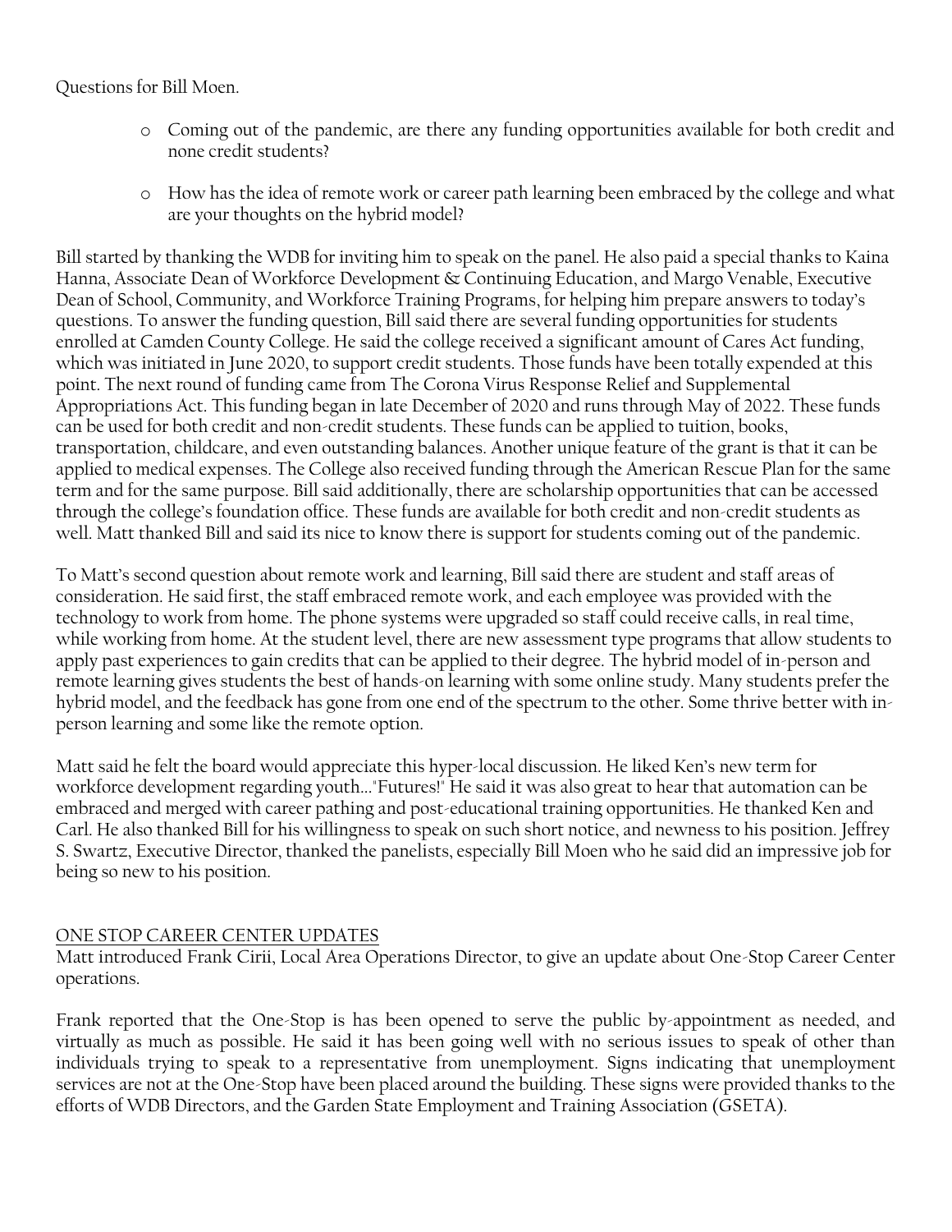Questions for Bill Moen.

- Coming out of the pandemic, are there any funding opportunities available for both credit and none credit students?
- How has the idea of remote work or career path learning been embraced by the college and what are your thoughts on the hybrid model?

Bill started by thanking the WDB for inviting him to speak on the panel. He also paid a special thanks to Kaina Hanna, Associate Dean of Workforce Development & Continuing Education, and Margo Venable, Executive Dean of School, Community, and Workforce Training Programs, for helping him prepare answers to today's questions. To answer the funding question, Bill said there are several funding opportunities for students enrolled at Camden County College. He said the college received a significant amount of Cares Act funding, which was initiated in June 2020, to support credit students. Those funds have been totally expended at this point. The next round of funding came from The Corona Virus Response Relief and Supplemental Appropriations Act. This funding began in late December of 2020 and runs through May of 2022. These funds can be used for both credit and non-credit students. These funds can be applied to tuition, books, transportation, childcare, and even outstanding balances. Another unique feature of the grant is that it can be applied to medical expenses. The College also received funding through the American Rescue Plan for the same term and for the same purpose. Bill said additionally, there are scholarship opportunities that can be accessed through the college's foundation office. These funds are available for both credit and non-credit students as well. Matt thanked Bill and said its nice to know there is support for students coming out of the pandemic.

To Matt's second question about remote work and learning, Bill said there are student and staff areas of consideration. He said first, the staff embraced remote work, and each employee was provided with the technology to work from home. The phone systems were upgraded so staff could receive calls, in real time, while working from home. At the student level, there are new assessment type programs that allow students to apply past experiences to gain credits that can be applied to their degree. The hybrid model of in-person and remote learning gives students the best of hands-on learning with some online study. Many students prefer the hybrid model, and the feedback has gone from one end of the spectrum to the other. Some thrive better with in-person learning and some like the remote option.

Matt said he felt the board would appreciate this hyper-local discussion. He liked Ken's new term for workforce development regarding youth…"Futures!" He said it was also great to hear that automation can be embraced and merged with career pathing and post-educational training opportunities. He thanked Ken and Carl. He also thanked Bill for his willingness to speak on such short notice, and newness to his position. Jeffrey S. Swartz, Executive Director, thanked the panelists, especially Bill Moen who he said did an impressive job for being so new to his position.

ONE STOP CAREER CENTER UPDATES

Matt introduced Frank Cirii, Local Area Operations Director, to give an update about One-Stop Career Center operations.

Frank reported that the One-Stop is has been opened to serve the public by-appointment as needed, and virtually as much as possible. He said it has been going well with no serious issues to speak of other than individuals trying to speak to a representative from unemployment. Signs indicating that unemployment services are not at the One-Stop have been placed around the building. These signs were provided thanks to the efforts of WDB Directors, and the Garden State Employment and Training Association (GSETA).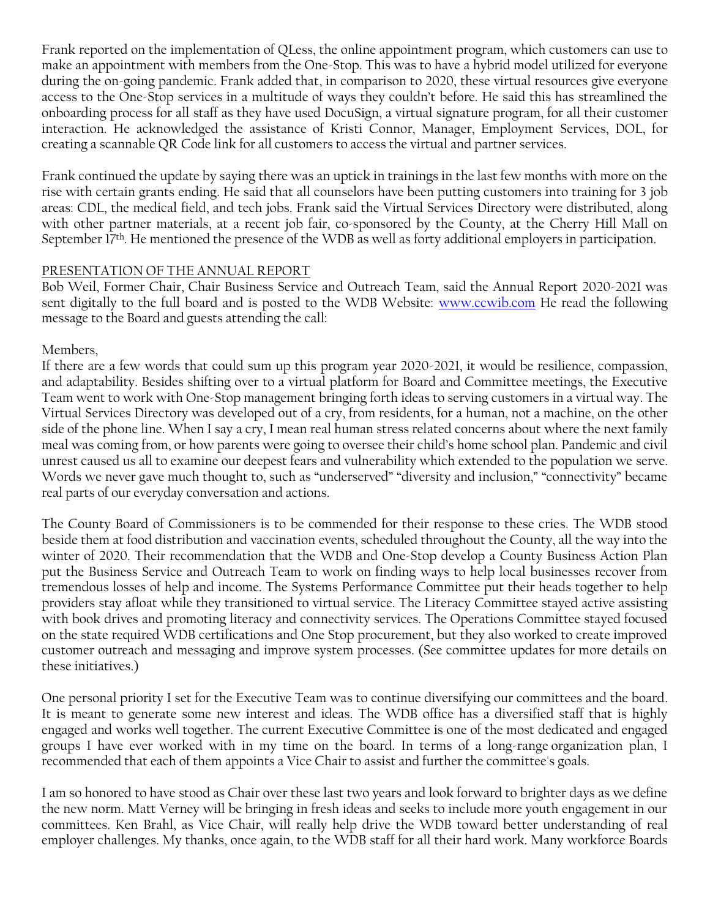Frank reported on the implementation of QLess, the online appointment program, which customers can use to make an appointment with members from the One-Stop. This was to have a hybrid model utilized for everyone during the on-going pandemic. Frank added that, in comparison to 2020, these virtual resources give everyone access to the One-Stop services in a multitude of ways they couldn't before. He said this has streamlined the onboarding process for all staff as they have used DocuSign, a virtual signature program, for all their customer interaction. He acknowledged the assistance of Kristi Connor, Manager, Employment Services, DOL, for creating a scannable QR Code link for all customers to access the virtual and partner services.

Frank continued the update by saying there was an uptick in trainings in the last few months with more on the rise with certain grants ending. He said that all counselors have been putting customers into training for 3 job areas: CDL, the medical field, and tech jobs. Frank said the Virtual Services Directory were distributed, along with other partner materials, at a recent job fair, co-sponsored by the County, at the Cherry Hill Mall on September 17th. He mentioned the presence of the WDB as well as forty additional employers in participation.

PRESENTATION OF THE ANNUAL REPORT

Bob Weil, Former Chair, Chair Business Service and Outreach Team, said the Annual Report 2020-2021 was sent digitally to the full board and is posted to the WDB Website: [www.ccwib.com](http://www.ccwib.com) He read the following message to the Board and guests attending the call:

Members,

If there are a few words that could sum up this program year 2020-2021, it would be resilience, compassion, and adaptability. Besides shifting over to a virtual platform for Board and Committee meetings, the Executive Team went to work with One-Stop management bringing forth ideas to serving customers in a virtual way. The Virtual Services Directory was developed out of a cry, from residents, for a human, not a machine, on the other side of the phone line. When I say a cry, I mean real human stress related concerns about where the next family meal was coming from, or how parents were going to oversee their child's home school plan. Pandemic and civil unrest caused us all to examine our deepest fears and vulnerability which extended to the population we serve. Words we never gave much thought to, such as "underserved" "diversity and inclusion," "connectivity" became real parts of our everyday conversation and actions.

The County Board of Commissioners is to be commended for their response to these cries. The WDB stood beside them at food distribution and vaccination events, scheduled throughout the County, all the way into the winter of 2020. Their recommendation that the WDB and One-Stop develop a County Business Action Plan put the Business Service and Outreach Team to work on finding ways to help local businesses recover from tremendous losses of help and income. The Systems Performance Committee put their heads together to help providers stay afloat while they transitioned to virtual service. The Literacy Committee stayed active assisting with book drives and promoting literacy and connectivity services. The Operations Committee stayed focused on the state required WDB certifications and One Stop procurement, but they also worked to create improved customer outreach and messaging and improve system processes. (See committee updates for more details on these initiatives.)

One personal priority I set for the Executive Team was to continue diversifying our committees and the board. It is meant to generate some new interest and ideas. The WDB office has a diversified staff that is highly engaged and works well together. The current Executive Committee is one of the most dedicated and engaged groups I have ever worked with in my time on the board. In terms of a long-range organization plan, I recommended that each of them appoints a Vice Chair to assist and further the committee's goals.

I am so honored to have stood as Chair over these last two years and look forward to brighter days as we define the new norm. Matt Verney will be bringing in fresh ideas and seeks to include more youth engagement in our committees. Ken Brahl, as Vice Chair, will really help drive the WDB toward better understanding of real employer challenges. My thanks, once again, to the WDB staff for all their hard work. Many workforce Boards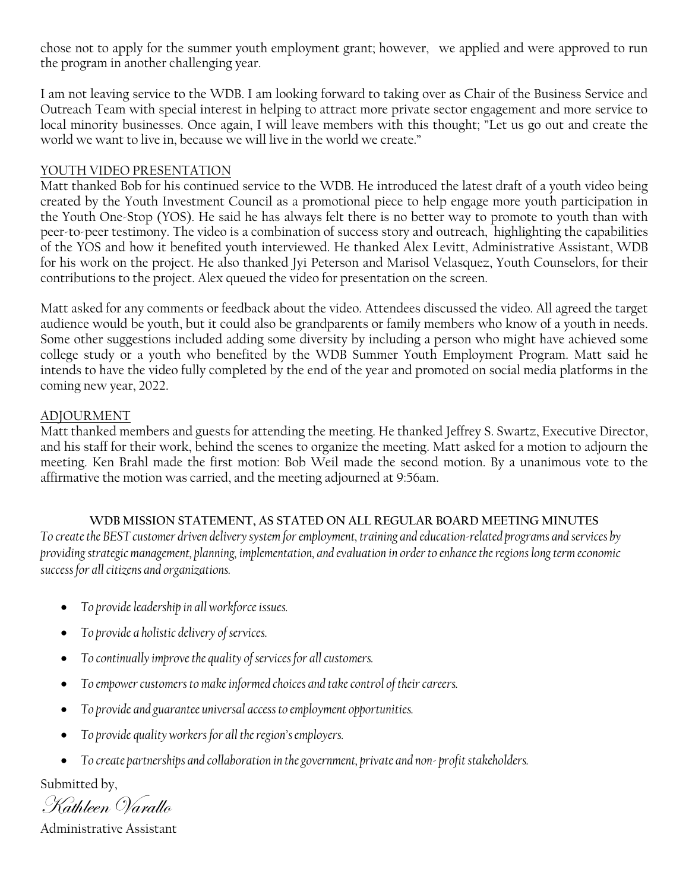chose not to apply for the summer youth employment grant; however, we applied and were approved to run the program in another challenging year.

I am not leaving service to the WDB. I am looking forward to taking over as Chair of the Business Service and Outreach Team with special interest in helping to attract more private sector engagement and more service to local minority businesses. Once again, I will leave members with this thought; "Let us go out and create the world we want to live in, because we will live in the world we create."

YOUTH VIDEO PRESENTATION

Matt thanked Bob for his continued service to the WDB. He introduced the latest draft of a youth video being created by the Youth Investment Council as a promotional piece to help engage more youth participation in the Youth One-Stop (YOS). He said he has always felt there is no better way to promote to youth than with peer-to-peer testimony. The video is a combination of success story and outreach, highlighting the capabilities of the YOS and how it benefited youth interviewed. He thanked Alex Levitt, Administrative Assistant, WDB for his work on the project. He also thanked Jyi Peterson and Marisol Velasquez, Youth Counselors, for their contributions to the project. Alex queued the video for presentation on the screen.

Matt asked for any comments or feedback about the video. Attendees discussed the video. All agreed the target audience would be youth, but it could also be grandparents or family members who know of a youth in needs. Some other suggestions included adding some diversity by including a person who might have achieved some college study or a youth who benefited by the WDB Summer Youth Employment Program. Matt said he intends to have the video fully completed by the end of the year and promoted on social media platforms in the coming new year, 2022.

ADJOURMENT

Matt thanked members and guests for attending the meeting. He thanked Jeffrey S. Swartz, Executive Director, and his staff for their work, behind the scenes to organize the meeting. Matt asked for a motion to adjourn the meeting. Ken Brahl made the first motion: Bob Weil made the second motion. By a unanimous vote to the affirmative the motion was carried, and the meeting adjourned at 9:56am.

**WDB MISSION STATEMENT, AS STATED ON ALL REGULAR BOARD MEETING MINUTES**

*To create the BEST customer driven delivery system for employment, training and education-related programs and services by providing strategic management, planning, implementation, and evaluation in order to enhance the regions long term economic success for all citizens and organizations.*

- *To provide leadership in all workforce issues.*
- *To provide a holistic delivery of services.*
- *To continually improve the quality of services for all customers.*
- *To empower customers to make informed choices and take control of their careers.*
- *To provide and guarantee universal access to employment opportunities.*
- *To provide quality workers for all the region's employers.*
- *To create partnerships and collaboration in the government, private and non- profit stakeholders.*

Submitted by,

*Kathleen Varallo*

Administrative Assistant